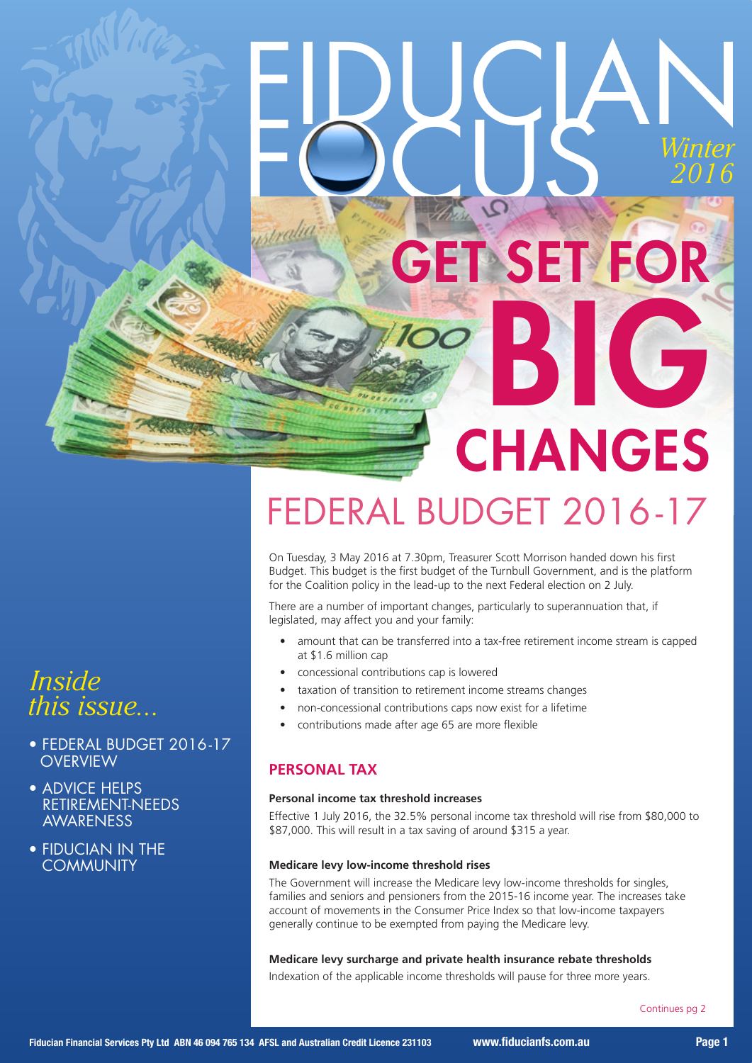# FIDUCIAN FOCUS

*Winter 2016*

# GET SET FOR BIG CHANGES

## FEDERAL BUDGET 2016-17

On Tuesday, 3 May 2016 at 7.30pm, Treasurer Scott Morrison handed down his first Budget. This budget is the first budget of the Turnbull Government, and is the platform for the Coalition policy in the lead-up to the next Federal election on 2 July.

There are a number of important changes, particularly to superannuation that, if legislated, may affect you and your family:

- amount that can be transferred into a tax-free retirement income stream is capped at $1.6 million cap
- concessional contributions cap is lowered
- taxation of transition to retirement income streams changes
- non-concessional contributions caps now exist for a lifetime
- contributions made after age 65 are more flexible

### PERSONAL TAX

**Personal income tax threshold increases**

Effective 1 July 2016, the 32.5% personal income tax threshold will rise from $80,000 to $87,000. This will result in a tax saving of around $315 a year.

**Medicare levy low-income threshold rises**

The Government will increase the Medicare levy low-income thresholds for singles, families and seniors and pensioners from the 2015-16 income year. The increases take account of movements in the Consumer Price Index so that low-income taxpayers generally continue to be exempted from paying the Medicare levy.

**Medicare levy surcharge and private health insurance rebate thresholds**

Indexation of the applicable income thresholds will pause for three more years.

Continues pg 2

*Inside this issue...*

- FEDERAL BUDGET 2016-17 OVERVIEW
- ADVICE HELPS RETIREMENT-NEEDS AWARENESS
- FIDUCIAN IN THE COMMUNITY

Fiducian Financial Services Pty Ltd ABN 46 094 765 134 AFSL and Australian Credit Licence 231103 www.fiducianfs.com.au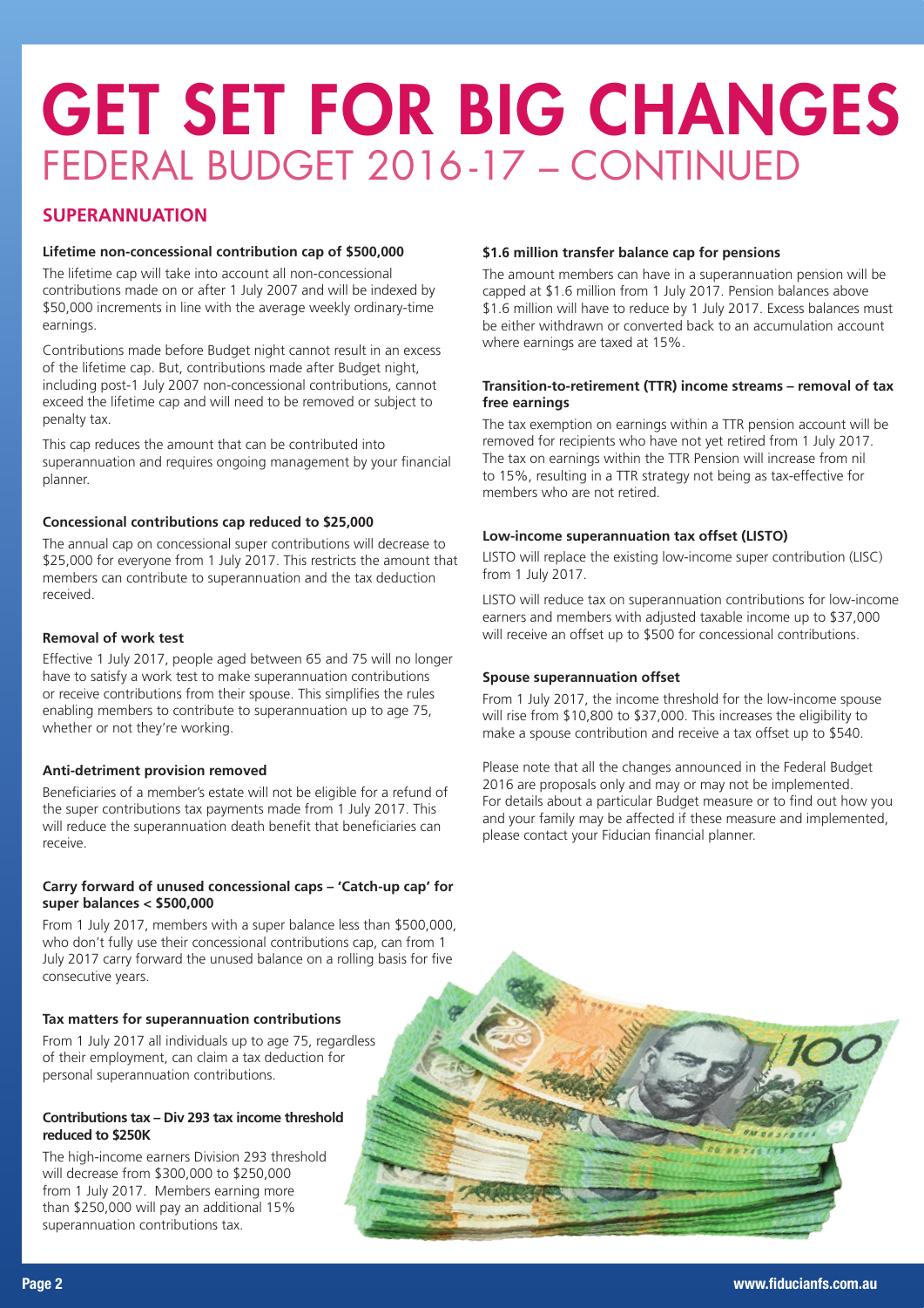# GET SET FOR BIG CHANGES

## FEDERAL BUDGET 2016-17 – CONTINUED

## SUPERANNUATION

### Lifetime non-concessional contribution cap of $500,000

The lifetime cap will take into account all non-concessional contributions made on or after 1 July 2007 and will be indexed by $50,000 increments in line with the average weekly ordinary-time earnings.

Contributions made before Budget night cannot result in an excess of the lifetime cap. But, contributions made after Budget night, including post-1 July 2007 non-concessional contributions, cannot exceed the lifetime cap and will need to be removed or subject to penalty tax.

This cap reduces the amount that can be contributed into superannuation and requires ongoing management by your financial planner.

### Concessional contributions cap reduced to $25,000

The annual cap on concessional super contributions will decrease to $25,000 for everyone from 1 July 2017. This restricts the amount that members can contribute to superannuation and the tax deduction received.

### Removal of work test

Effective 1 July 2017, people aged between 65 and 75 will no longer have to satisfy a work test to make superannuation contributions or receive contributions from their spouse. This simplifies the rules enabling members to contribute to superannuation up to age 75, whether or not they're working.

### Anti-detriment provision removed

Beneficiaries of a member's estate will not be eligible for a refund of the super contributions tax payments made from 1 July 2017. This will reduce the superannuation death benefit that beneficiaries can receive.

### Carry forward of unused concessional caps – 'Catch-up cap' for super balances < $500,000

From 1 July 2017, members with a super balance less than $500,000, who don't fully use their concessional contributions cap, can from 1 July 2017 carry forward the unused balance on a rolling basis for five consecutive years.

### Tax matters for superannuation contributions

From 1 July 2017 all individuals up to age 75, regardless of their employment, can claim a tax deduction for personal superannuation contributions.

### Contributions tax – Div 293 tax income threshold reduced to $250K

The high-income earners Division 293 threshold will decrease from $300,000 to $250,000 from 1 July 2017. Members earning more than $250,000 will pay an additional 15% superannuation contributions tax.

### $1.6 million transfer balance cap for pensions

The amount members can have in a superannuation pension will be capped at $1.6 million from 1 July 2017. Pension balances above $1.6 million will have to reduce by 1 July 2017. Excess balances must be either withdrawn or converted back to an accumulation account where earnings are taxed at 15%.

### Transition-to-retirement (TTR) income streams – removal of tax free earnings

The tax exemption on earnings within a TTR pension account will be removed for recipients who have not yet retired from 1 July 2017. The tax on earnings within the TTR Pension will increase from nil to 15%, resulting in a TTR strategy not being as tax-effective for members who are not retired.

### Low-income superannuation tax offset (LISTO)

LISTO will replace the existing low-income super contribution (LISC) from 1 July 2017.

LISTO will reduce tax on superannuation contributions for low-income earners and members with adjusted taxable income up to $37,000 will receive an offset up to $500 for concessional contributions.

### Spouse superannuation offset

From 1 July 2017, the income threshold for the low-income spouse will rise from $10,800 to $37,000. This increases the eligibility to make a spouse contribution and receive a tax offset up to $540.

Please note that all the changes announced in the Federal Budget 2016 are proposals only and may or may not be implemented. For details about a particular Budget measure or to find out how you and your family may be affected if these measure and implemented, please contact your Fiducian financial planner.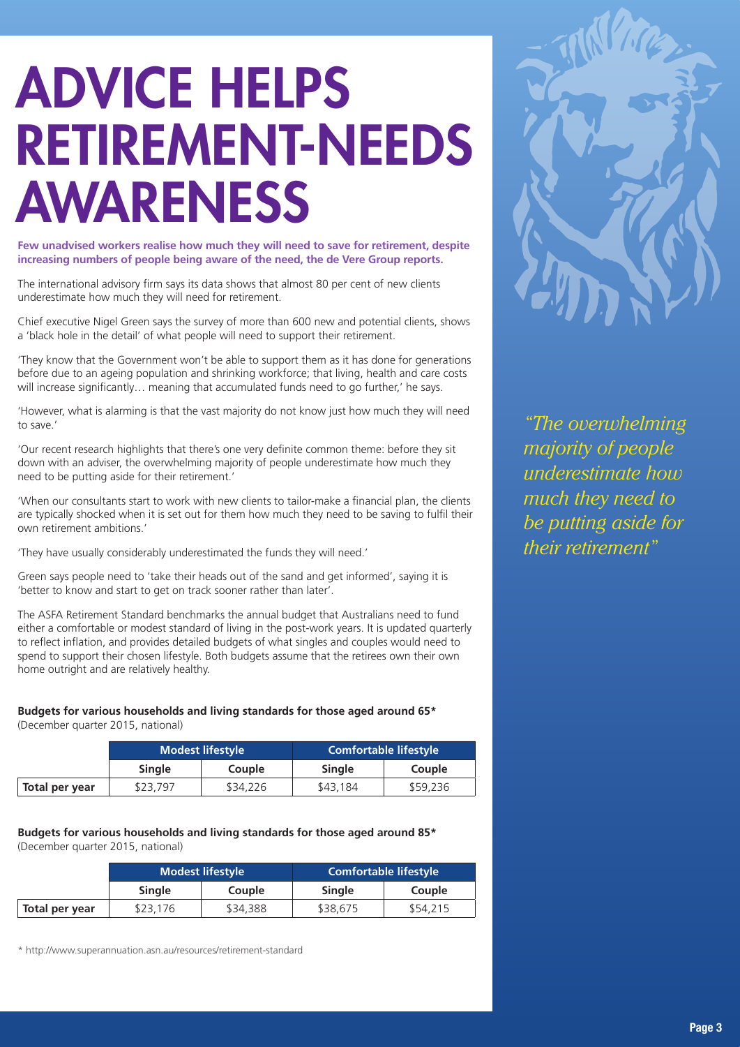# ADVICE HELPS RETIREMENT-NEEDS AWARENESS

**Few unadvised workers realise how much they will need to save for retirement, despite increasing numbers of people being aware of the need, the de Vere Group reports.**

The international advisory firm says its data shows that almost 80 per cent of new clients underestimate how much they will need for retirement.

Chief executive Nigel Green says the survey of more than 600 new and potential clients, shows a 'black hole in the detail' of what people will need to support their retirement.

'They know that the Government won't be able to support them as it has done for generations before due to an ageing population and shrinking workforce; that living, health and care costs will increase significantly… meaning that accumulated funds need to go further,' he says.

'However, what is alarming is that the vast majority do not know just how much they will need to save.'

'Our recent research highlights that there's one very definite common theme: before they sit down with an adviser, the overwhelming majority of people underestimate how much they need to be putting aside for their retirement.'

'When our consultants start to work with new clients to tailor-make a financial plan, the clients are typically shocked when it is set out for them how much they need to be saving to fulfil their own retirement ambitions.'

'They have usually considerably underestimated the funds they will need.'

Green says people need to 'take their heads out of the sand and get informed', saying it is 'better to know and start to get on track sooner rather than later'.

*"The overwhelming majority of people underestimate how much they need to be putting aside for their retirement"*

The ASFA Retirement Standard benchmarks the annual budget that Australians need to fund either a comfortable or modest standard of living in the post-work years. It is updated quarterly to reflect inflation, and provides detailed budgets of what singles and couples would need to spend to support their chosen lifestyle. Both budgets assume that the retirees own their own home outright and are relatively healthy.

**Budgets for various households and living standards for those aged around 65\***
(December quarter 2015, national)

| | Modest lifestyle | | Comfortable lifestyle | |
|---|---|---|---|---|
| | **Single** | **Couple** | **Single** | **Couple** |
| **Total per year** | $23,797 | $34,226 | $43,184 | $59,236 |

**Budgets for various households and living standards for those aged around 85\***
(December quarter 2015, national)

| | Modest lifestyle | | Comfortable lifestyle | |
|---|---|---|---|---|
| | **Single** | **Couple** | **Single** | **Couple** |
| **Total per year** | $23,176 | $34,388 | $38,675 | $54,215 |

\* http://www.superannuation.asn.au/resources/retirement-standard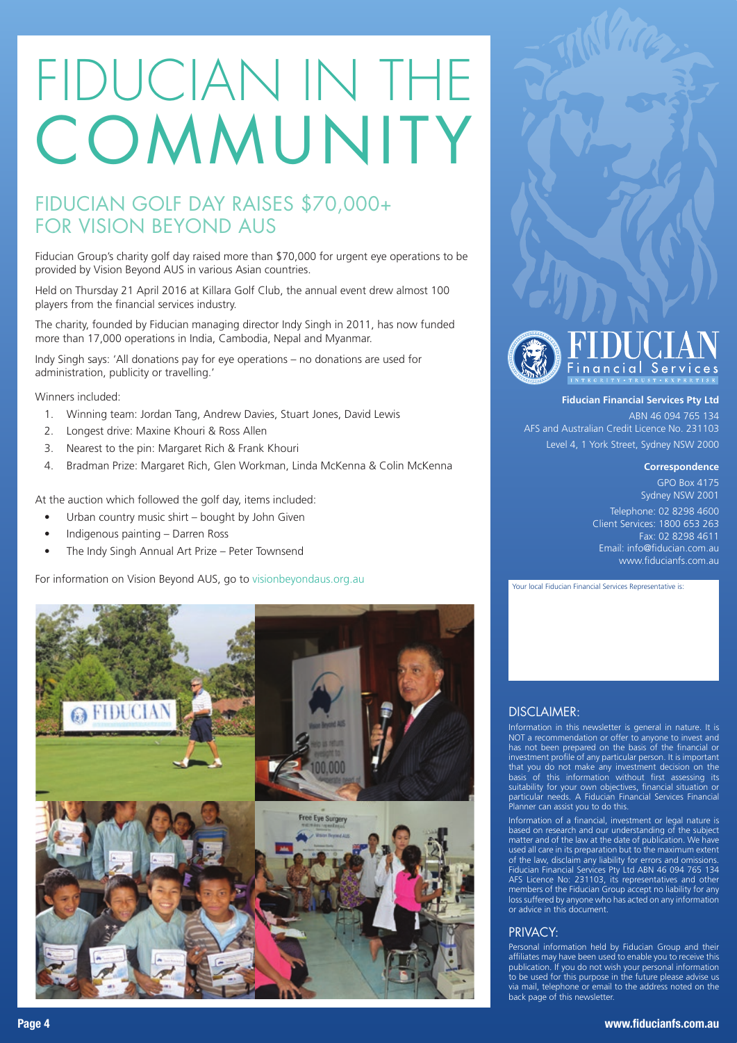# FIDUCIAN IN THE COMMUNITY

## FIDUCIAN GOLF DAY RAISES $70,000+ FOR VISION BEYOND AUS

Fiducian Group's charity golf day raised more than $70,000 for urgent eye operations to be provided by Vision Beyond AUS in various Asian countries.

Held on Thursday 21 April 2016 at Killara Golf Club, the annual event drew almost 100 players from the financial services industry.

The charity, founded by Fiducian managing director Indy Singh in 2011, has now funded more than 17,000 operations in India, Cambodia, Nepal and Myanmar.

Indy Singh says: 'All donations pay for eye operations – no donations are used for administration, publicity or travelling.'

Winners included:

1. Winning team: Jordan Tang, Andrew Davies, Stuart Jones, David Lewis
2. Longest drive: Maxine Khouri & Ross Allen
3. Nearest to the pin: Margaret Rich & Frank Khouri
4. Bradman Prize: Margaret Rich, Glen Workman, Linda McKenna & Colin McKenna

At the auction which followed the golf day, items included:

- Urban country music shirt – bought by John Given
- Indigenous painting – Darren Ross
- The Indy Singh Annual Art Prize – Peter Townsend

For information on Vision Beyond AUS, go to visionbeyondaus.org.au

**FIDUCIAN Financial Services**

INTEGRITY • TRUST • EXPERTISE

**Fiducian Financial Services Pty Ltd**

ABN 46 094 765 134
AFS and Australian Credit Licence No. 231103
Level 4, 1 York Street, Sydney NSW 2000

**Correspondence**

GPO Box 4175
Sydney NSW 2001
Telephone: 02 8298 4600
Client Services: 1800 653 263
Fax: 02 8298 4611
Email: info@fiducian.com.au
www.fiducianfs.com.au

Your local Fiducian Financial Services Representative is:

## DISCLAIMER:

Information in this newsletter is general in nature. It is NOT a recommendation or offer to anyone to invest and has not been prepared on the basis of the financial or investment profile of any particular person. It is important that you do not make any investment decision on the basis of this information without first assessing its suitability for your own objectives, financial situation or particular needs. A Fiducian Financial Services Financial Planner can assist you to do this.

Information of a financial, investment or legal nature is based on research and our understanding of the subject matter and of the law at the date of publication. We have used all care in its preparation but to the maximum extent of the law, disclaim any liability for errors and omissions. Fiducian Financial Services Pty Ltd ABN 46 094 765 134 AFS Licence No: 231103, its representatives and other members of the Fiducian Group accept no liability for any loss suffered by anyone who has acted on any information or advice in this document.

## PRIVACY:

Personal information held by Fiducian Group and their affiliates may have been used to enable you to receive this publication. If you do not wish your personal information to be used for this purpose in the future please advise us via mail, telephone or email to the address noted on the back page of this newsletter.